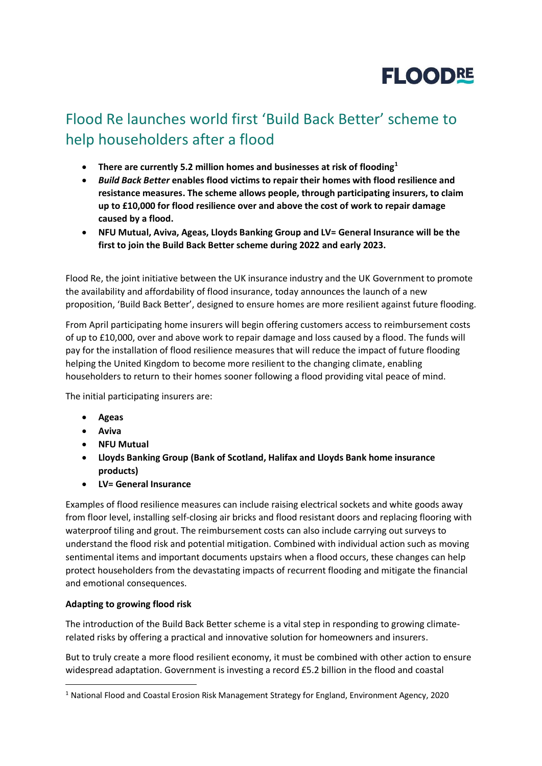FLOODRE

# Flood Re launches world first 'Build Back Better' scheme to help householders after a flood

- **There are currently 5.2 million homes and businesses at risk of flooding[1]**
- ***Build Back Better* enables flood victims to repair their homes with flood resilience and resistance measures. The scheme allows people, through participating insurers, to claim up to £10,000 for flood resilience over and above the cost of work to repair damage caused by a flood.**
- **NFU Mutual, Aviva, Ageas, Lloyds Banking Group and LV= General Insurance will be the first to join the Build Back Better scheme during 2022 and early 2023.**

Flood Re, the joint initiative between the UK insurance industry and the UK Government to promote the availability and affordability of flood insurance, today announces the launch of a new proposition, 'Build Back Better', designed to ensure homes are more resilient against future flooding.

From April participating home insurers will begin offering customers access to reimbursement costs of up to £10,000, over and above work to repair damage and loss caused by a flood. The funds will pay for the installation of flood resilience measures that will reduce the impact of future flooding helping the United Kingdom to become more resilient to the changing climate, enabling householders to return to their homes sooner following a flood providing vital peace of mind.

The initial participating insurers are:

- **Ageas**
- **Aviva**
- **NFU Mutual**
- **Lloyds Banking Group (Bank of Scotland, Halifax and Lloyds Bank home insurance products)**
- **LV= General Insurance**

Examples of flood resilience measures can include raising electrical sockets and white goods away from floor level, installing self-closing air bricks and flood resistant doors and replacing flooring with waterproof tiling and grout. The reimbursement costs can also include carrying out surveys to understand the flood risk and potential mitigation. Combined with individual action such as moving sentimental items and important documents upstairs when a flood occurs, these changes can help protect householders from the devastating impacts of recurrent flooding and mitigate the financial and emotional consequences.

**Adapting to growing flood risk**

The introduction of the Build Back Better scheme is a vital step in responding to growing climate-related risks by offering a practical and innovative solution for homeowners and insurers.

But to truly create a more flood resilient economy, it must be combined with other action to ensure widespread adaptation. Government is investing a record £5.2 billion in the flood and coastal

[1] National Flood and Coastal Erosion Risk Management Strategy for England, Environment Agency, 2020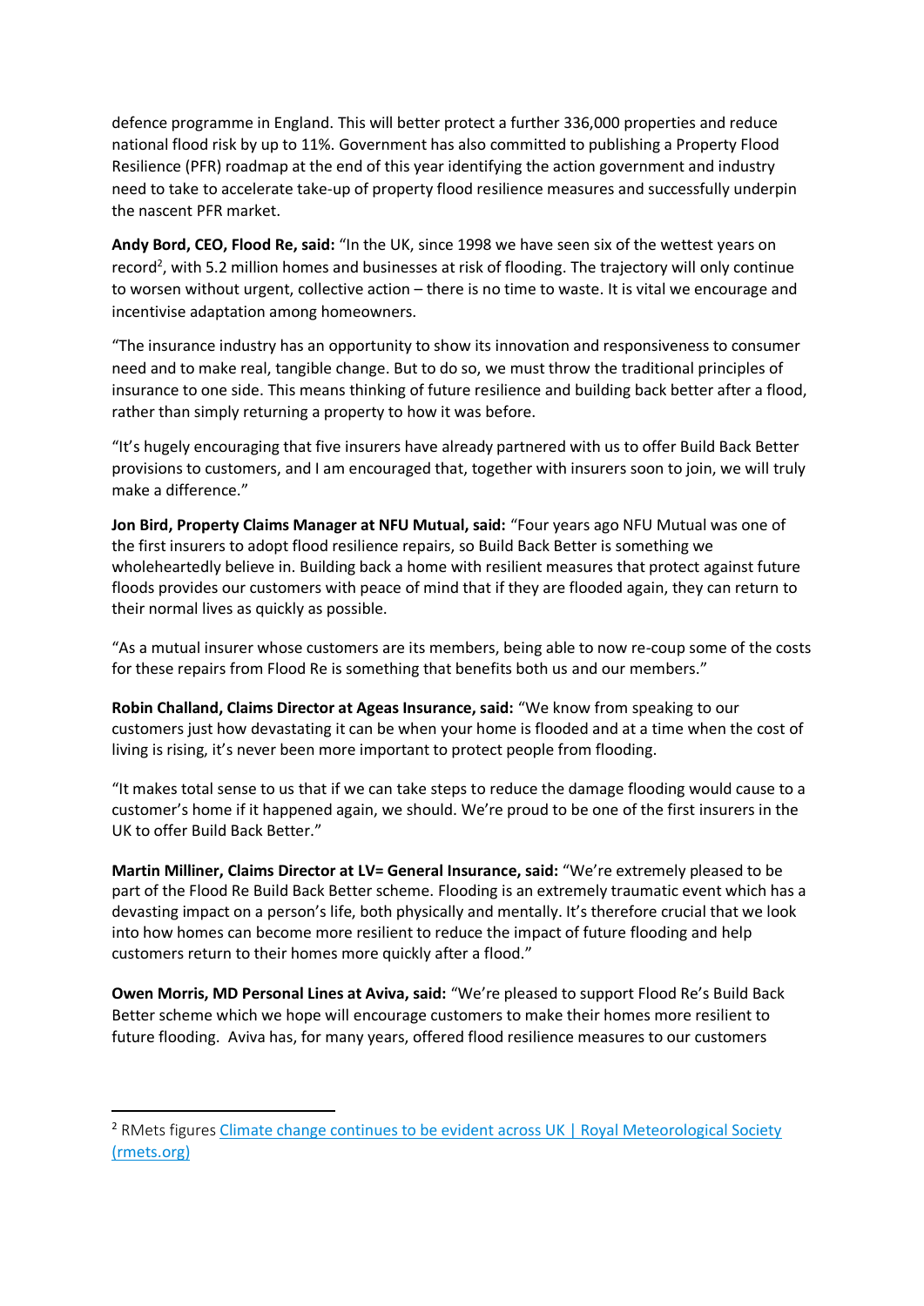defence programme in England. This will better protect a further 336,000 properties and reduce national flood risk by up to 11%. Government has also committed to publishing a Property Flood Resilience (PFR) roadmap at the end of this year identifying the action government and industry need to take to accelerate take-up of property flood resilience measures and successfully underpin the nascent PFR market.

**Andy Bord, CEO, Flood Re, said:** "In the UK, since 1998 we have seen six of the wettest years on record[2], with 5.2 million homes and businesses at risk of flooding. The trajectory will only continue to worsen without urgent, collective action – there is no time to waste. It is vital we encourage and incentivise adaptation among homeowners.

"The insurance industry has an opportunity to show its innovation and responsiveness to consumer need and to make real, tangible change. But to do so, we must throw the traditional principles of insurance to one side. This means thinking of future resilience and building back better after a flood, rather than simply returning a property to how it was before.

"It's hugely encouraging that five insurers have already partnered with us to offer Build Back Better provisions to customers, and I am encouraged that, together with insurers soon to join, we will truly make a difference."

**Jon Bird, Property Claims Manager at NFU Mutual, said:** "Four years ago NFU Mutual was one of the first insurers to adopt flood resilience repairs, so Build Back Better is something we wholeheartedly believe in. Building back a home with resilient measures that protect against future floods provides our customers with peace of mind that if they are flooded again, they can return to their normal lives as quickly as possible.

"As a mutual insurer whose customers are its members, being able to now re-coup some of the costs for these repairs from Flood Re is something that benefits both us and our members."

**Robin Challand, Claims Director at Ageas Insurance, said:** "We know from speaking to our customers just how devastating it can be when your home is flooded and at a time when the cost of living is rising, it's never been more important to protect people from flooding.

"It makes total sense to us that if we can take steps to reduce the damage flooding would cause to a customer's home if it happened again, we should. We're proud to be one of the first insurers in the UK to offer Build Back Better."

**Martin Milliner, Claims Director at LV= General Insurance, said:** "We're extremely pleased to be part of the Flood Re Build Back Better scheme. Flooding is an extremely traumatic event which has a devasting impact on a person's life, both physically and mentally. It's therefore crucial that we look into how homes can become more resilient to reduce the impact of future flooding and help customers return to their homes more quickly after a flood."

**Owen Morris, MD Personal Lines at Aviva, said:** "We're pleased to support Flood Re's Build Back Better scheme which we hope will encourage customers to make their homes more resilient to future flooding. Aviva has, for many years, offered flood resilience measures to our customers

---

[2] RMets figures [Climate change continues to be evident across UK | Royal Meteorological Society (rmets.org)](rmets.org)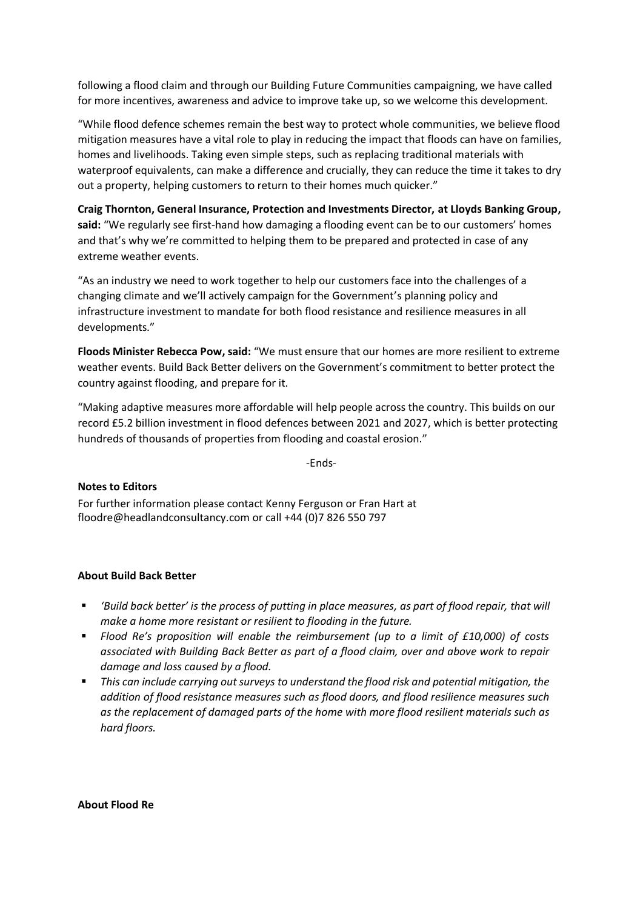following a flood claim and through our Building Future Communities campaigning, we have called for more incentives, awareness and advice to improve take up, so we welcome this development.

“While flood defence schemes remain the best way to protect whole communities, we believe flood mitigation measures have a vital role to play in reducing the impact that floods can have on families, homes and livelihoods. Taking even simple steps, such as replacing traditional materials with waterproof equivalents, can make a difference and crucially, they can reduce the time it takes to dry out a property, helping customers to return to their homes much quicker.”

**Craig Thornton, General Insurance, Protection and Investments Director, at Lloyds Banking Group, said:** “We regularly see first-hand how damaging a flooding event can be to our customers’ homes and that’s why we’re committed to helping them to be prepared and protected in case of any extreme weather events.

“As an industry we need to work together to help our customers face into the challenges of a changing climate and we’ll actively campaign for the Government’s planning policy and infrastructure investment to mandate for both flood resistance and resilience measures in all developments.”

**Floods Minister Rebecca Pow, said:** “We must ensure that our homes are more resilient to extreme weather events. Build Back Better delivers on the Government’s commitment to better protect the country against flooding, and prepare for it.

“Making adaptive measures more affordable will help people across the country. This builds on our record £5.2 billion investment in flood defences between 2021 and 2027, which is better protecting hundreds of thousands of properties from flooding and coastal erosion.”

-Ends-

**Notes to Editors**

For further information please contact Kenny Ferguson or Fran Hart at floodre@headlandconsultancy.com or call +44 (0)7 826 550 797

**About Build Back Better**

- *‘Build back better’ is the process of putting in place measures, as part of flood repair, that will make a home more resistant or resilient to flooding in the future.*
- *Flood Re’s proposition will enable the reimbursement (up to a limit of £10,000) of costs associated with Building Back Better as part of a flood claim, over and above work to repair damage and loss caused by a flood.*
- *This can include carrying out surveys to understand the flood risk and potential mitigation, the addition of flood resistance measures such as flood doors, and flood resilience measures such as the replacement of damaged parts of the home with more flood resilient materials such as hard floors.*

**About Flood Re**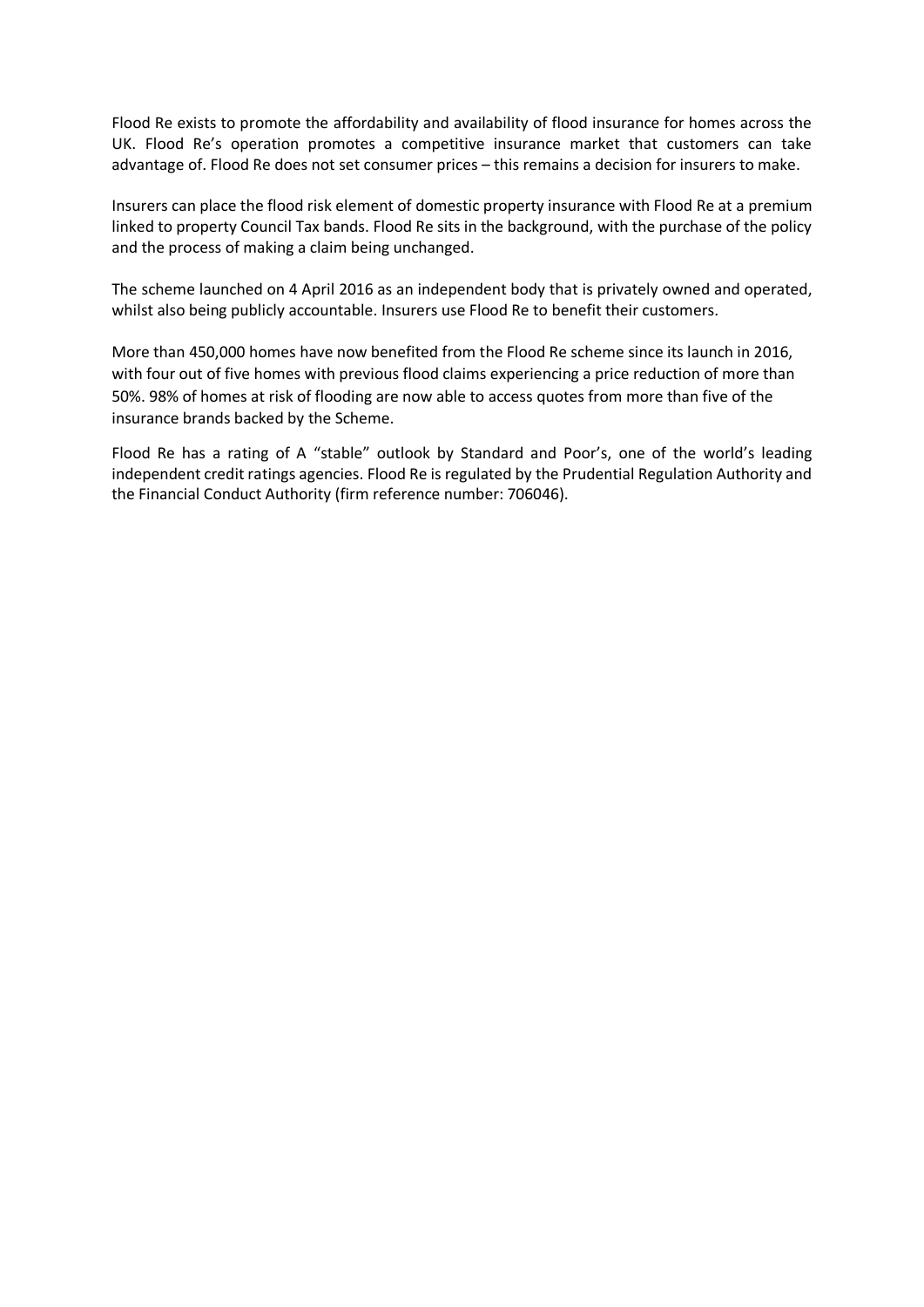Flood Re exists to promote the affordability and availability of flood insurance for homes across the UK. Flood Re's operation promotes a competitive insurance market that customers can take advantage of. Flood Re does not set consumer prices – this remains a decision for insurers to make.

Insurers can place the flood risk element of domestic property insurance with Flood Re at a premium linked to property Council Tax bands. Flood Re sits in the background, with the purchase of the policy and the process of making a claim being unchanged.

The scheme launched on 4 April 2016 as an independent body that is privately owned and operated, whilst also being publicly accountable. Insurers use Flood Re to benefit their customers.

More than 450,000 homes have now benefited from the Flood Re scheme since its launch in 2016, with four out of five homes with previous flood claims experiencing a price reduction of more than 50%. 98% of homes at risk of flooding are now able to access quotes from more than five of the insurance brands backed by the Scheme.

Flood Re has a rating of A "stable" outlook by Standard and Poor's, one of the world's leading independent credit ratings agencies. Flood Re is regulated by the Prudential Regulation Authority and the Financial Conduct Authority (firm reference number: 706046).